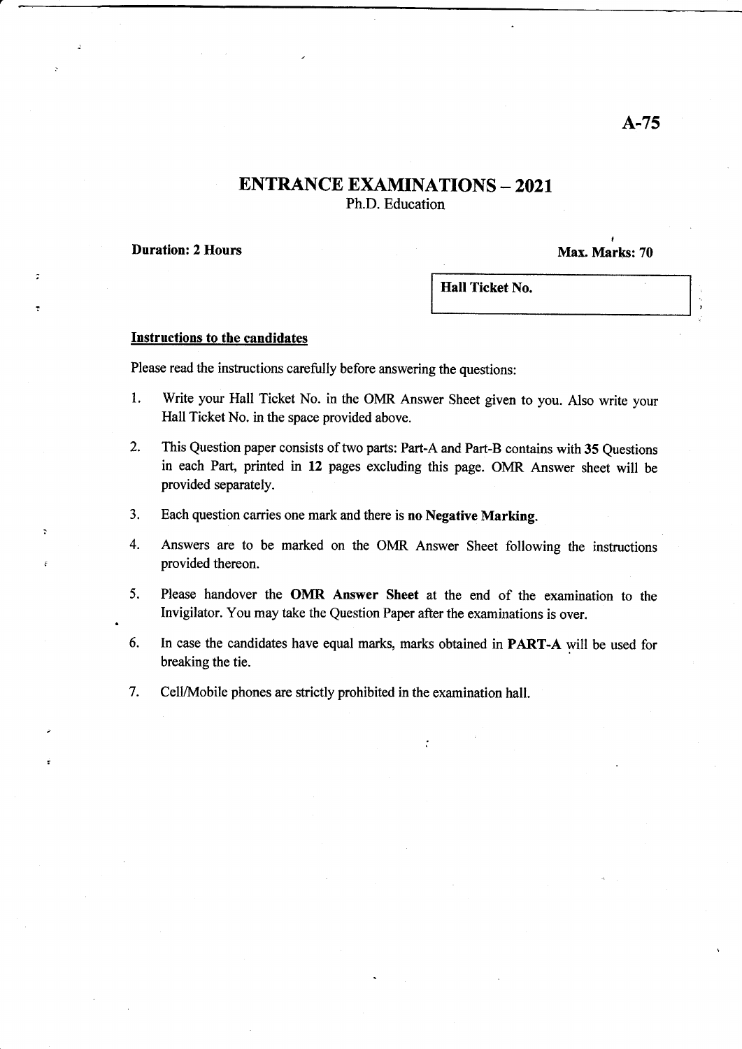A-75

# ENTRANCE EXAMINATIONS – 2021

Ph.D. Education

**Duration: 2 Hours** **Max. Marks: 70**

| **Hall Ticket No.** |
|---|

## Instructions to the candidates

Please read the instructions carefully before answering the questions:

1. Write your Hall Ticket No. in the OMR Answer Sheet given to you. Also write your Hall Ticket No. in the space provided above.
2. This Question paper consists of two parts: Part-A and Part-B contains with **35** Questions in each Part, printed in **12** pages excluding this page. OMR Answer sheet will be provided separately.
3. Each question carries one mark and there is **no Negative Marking**.
4. Answers are to be marked on the OMR Answer Sheet following the instructions provided thereon.
5. Please handover the **OMR Answer Sheet** at the end of the examination to the Invigilator. You may take the Question Paper after the examinations is over.
6. In case the candidates have equal marks, marks obtained in **PART-A** will be used for breaking the tie.
7. Cell/Mobile phones are strictly prohibited in the examination hall.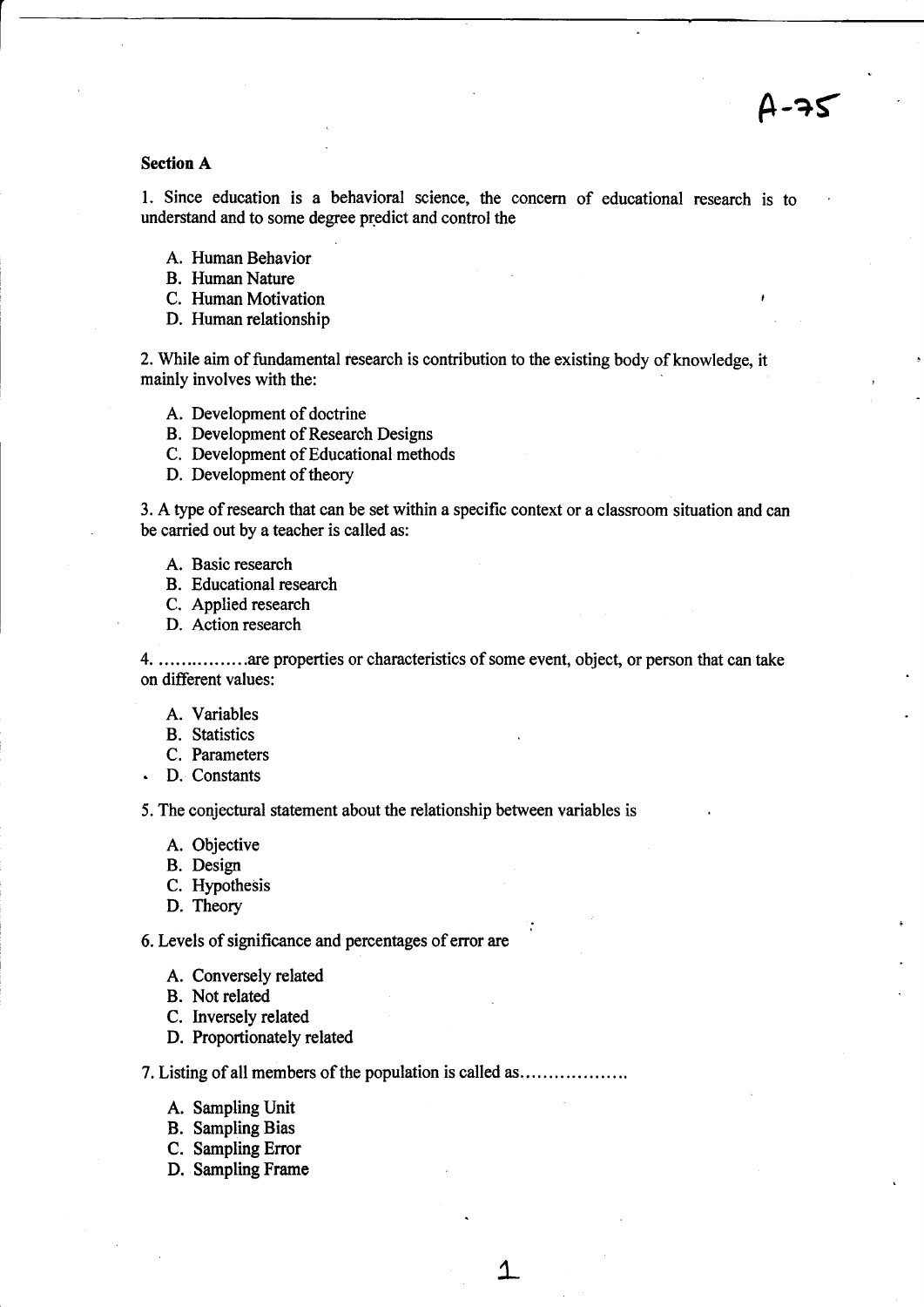A-75

## Section A

1. Since education is a behavioral science, the concern of educational research is to understand and to some degree predict and control the

   A. Human Behavior
   B. Human Nature
   C. Human Motivation
   D. Human relationship

2. While aim of fundamental research is contribution to the existing body of knowledge, it mainly involves with the:

   A. Development of doctrine
   B. Development of Research Designs
   C. Development of Educational methods
   D. Development of theory

3. A type of research that can be set within a specific context or a classroom situation and can be carried out by a teacher is called as:

   A. Basic research
   B. Educational research
   C. Applied research
   D. Action research

4. ................are properties or characteristics of some event, object, or person that can take on different values:

   A. Variables
   B. Statistics
   C. Parameters
   D. Constants

5. The conjectural statement about the relationship between variables is

   A. Objective
   B. Design
   C. Hypothesis
   D. Theory

6. Levels of significance and percentages of error are

   A. Conversely related
   B. Not related
   C. Inversely related
   D. Proportionately related

7. Listing of all members of the population is called as..................

   A. Sampling Unit
   B. Sampling Bias
   C. Sampling Error
   D. Sampling Frame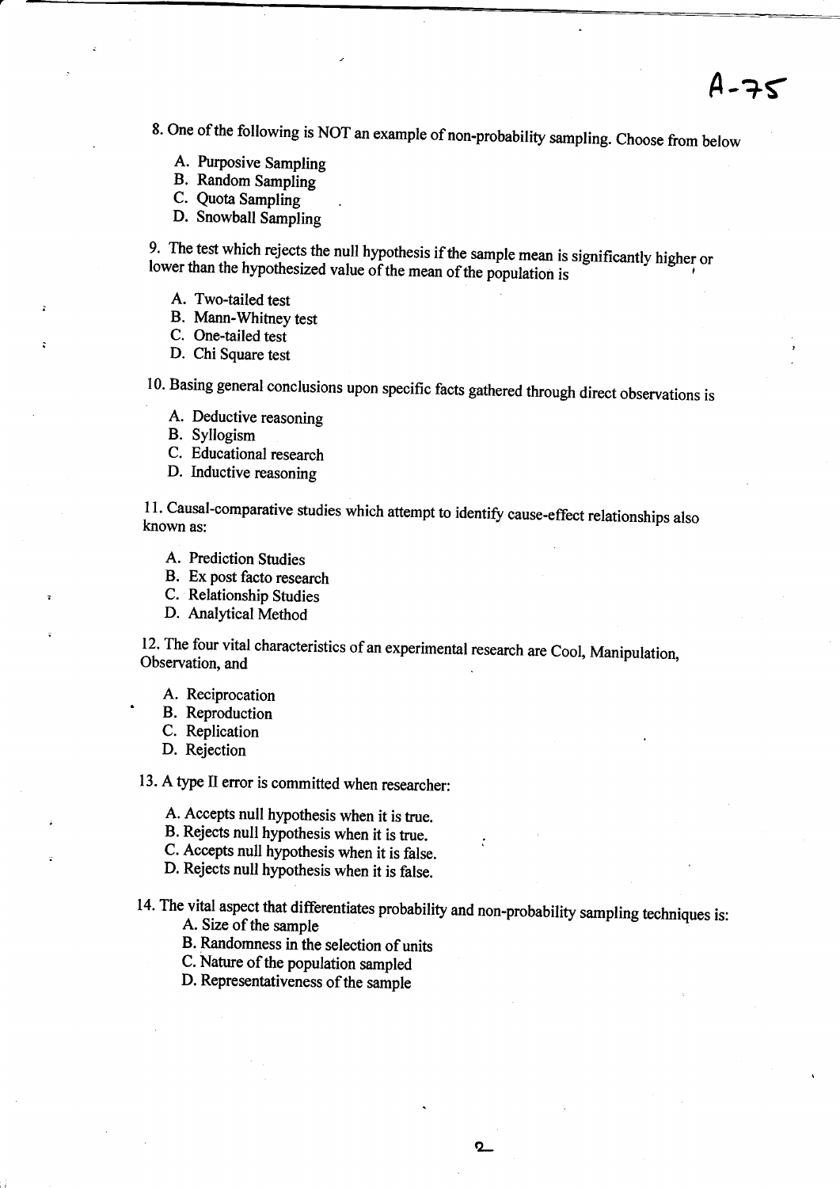8. One of the following is NOT an example of non-probability sampling. Choose from below

A. Purposive Sampling
B. Random Sampling
C. Quota Sampling
D. Snowball Sampling

9. The test which rejects the null hypothesis if the sample mean is significantly higher or lower than the hypothesized value of the mean of the population is

A. Two-tailed test
B. Mann-Whitney test
C. One-tailed test
D. Chi Square test

10. Basing general conclusions upon specific facts gathered through direct observations is

A. Deductive reasoning
B. Syllogism
C. Educational research
D. Inductive reasoning

11. Causal-comparative studies which attempt to identify cause-effect relationships also known as:

A. Prediction Studies
B. Ex post facto research
C. Relationship Studies
D. Analytical Method

12. The four vital characteristics of an experimental research are Cool, Manipulation, Observation, and

A. Reciprocation
B. Reproduction
C. Replication
D. Rejection

13. A type II error is committed when researcher:

A. Accepts null hypothesis when it is true.
B. Rejects null hypothesis when it is true.
C. Accepts null hypothesis when it is false.
D. Rejects null hypothesis when it is false.

14. The vital aspect that differentiates probability and non-probability sampling techniques is:

A. Size of the sample
B. Randomness in the selection of units
C. Nature of the population sampled
D. Representativeness of the sample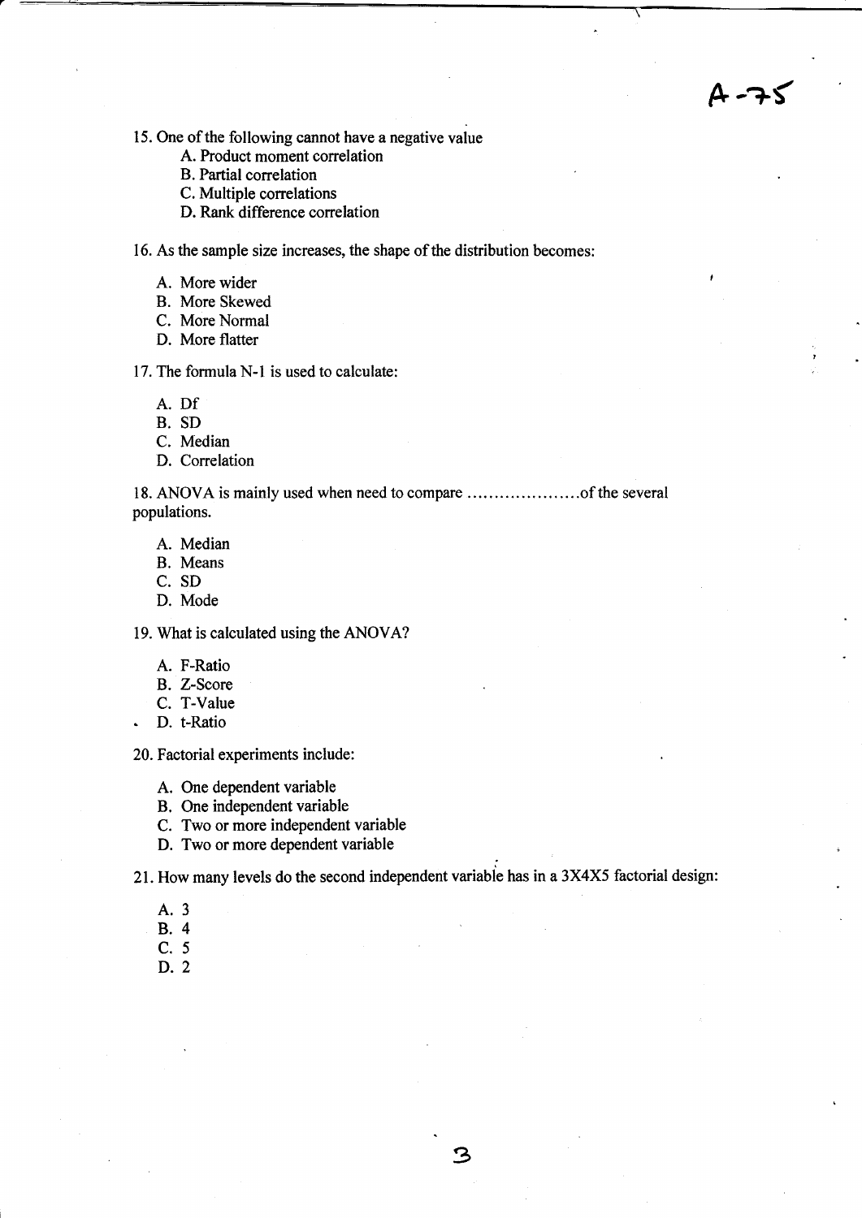A-75

15. One of the following cannot have a negative value
    - A. Product moment correlation
    - B. Partial correlation
    - C. Multiple correlations
    - D. Rank difference correlation

16. As the sample size increases, the shape of the distribution becomes:
    - A. More wider
    - B. More Skewed
    - C. More Normal
    - D. More flatter

17. The formula N-1 is used to calculate:
    - A. Df
    - B. SD
    - C. Median
    - D. Correlation

18. ANOVA is mainly used when need to compare ....................of the several populations.
    - A. Median
    - B. Means
    - C. SD
    - D. Mode

19. What is calculated using the ANOVA?
    - A. F-Ratio
    - B. Z-Score
    - C. T-Value
    - D. t-Ratio

20. Factorial experiments include:
    - A. One dependent variable
    - B. One independent variable
    - C. Two or more independent variable
    - D. Two or more dependent variable

21. How many levels do the second independent variable has in a 3X4X5 factorial design:
    - A. 3
    - B. 4
    - C. 5
    - D. 2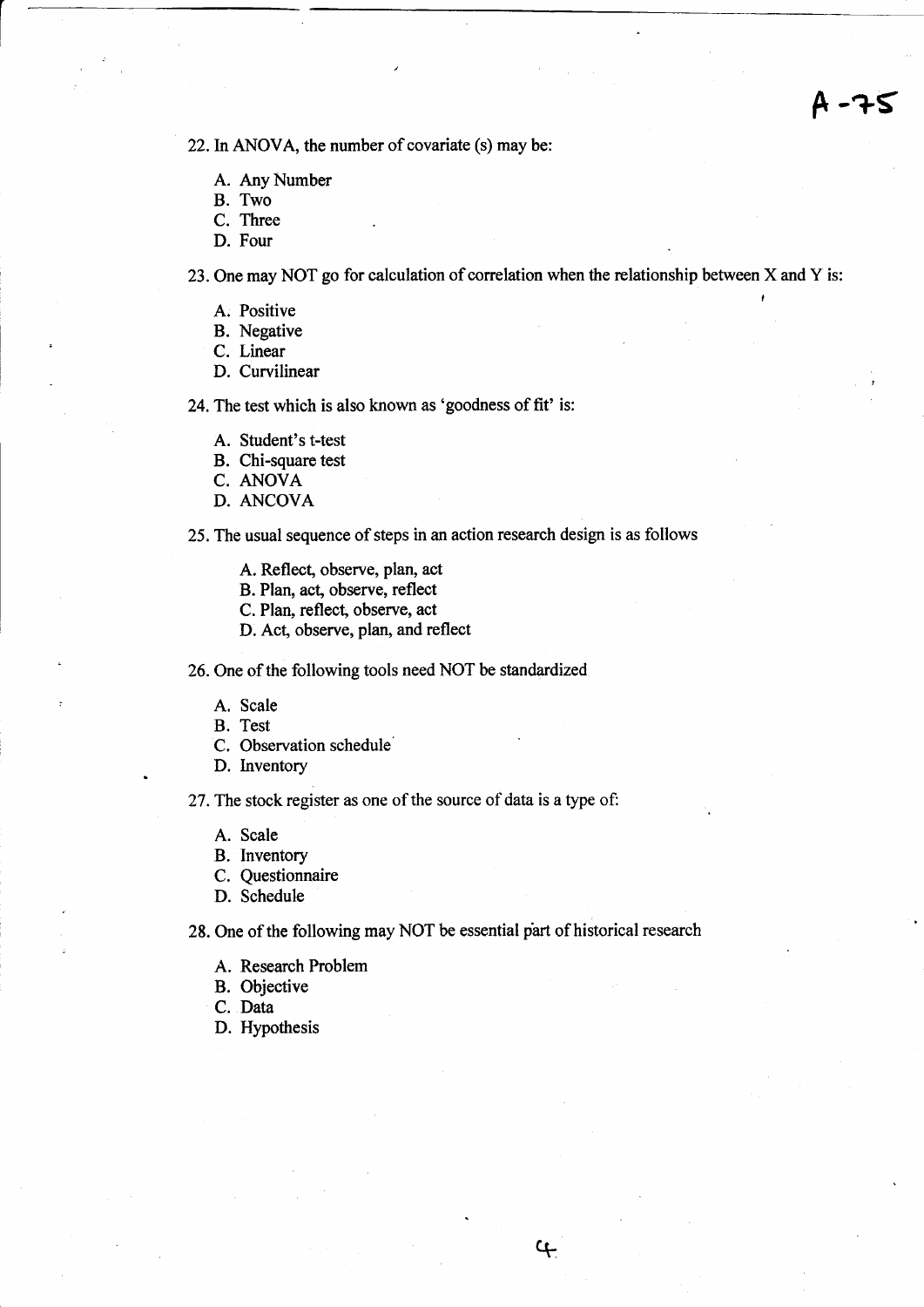A -75

22. In ANOVA, the number of covariate (s) may be:

   A. Any Number
   B. Two
   C. Three
   D. Four

23. One may NOT go for calculation of correlation when the relationship between X and Y is:

   A. Positive
   B. Negative
   C. Linear
   D. Curvilinear

24. The test which is also known as 'goodness of fit' is:

   A. Student's t-test
   B. Chi-square test
   C. ANOVA
   D. ANCOVA

25. The usual sequence of steps in an action research design is as follows

   A. Reflect, observe, plan, act
   B. Plan, act, observe, reflect
   C. Plan, reflect, observe, act
   D. Act, observe, plan, and reflect

26. One of the following tools need NOT be standardized

   A. Scale
   B. Test
   C. Observation schedule
   D. Inventory

27. The stock register as one of the source of data is a type of:

   A. Scale
   B. Inventory
   C. Questionnaire
   D. Schedule

28. One of the following may NOT be essential part of historical research

   A. Research Problem
   B. Objective
   C. Data
   D. Hypothesis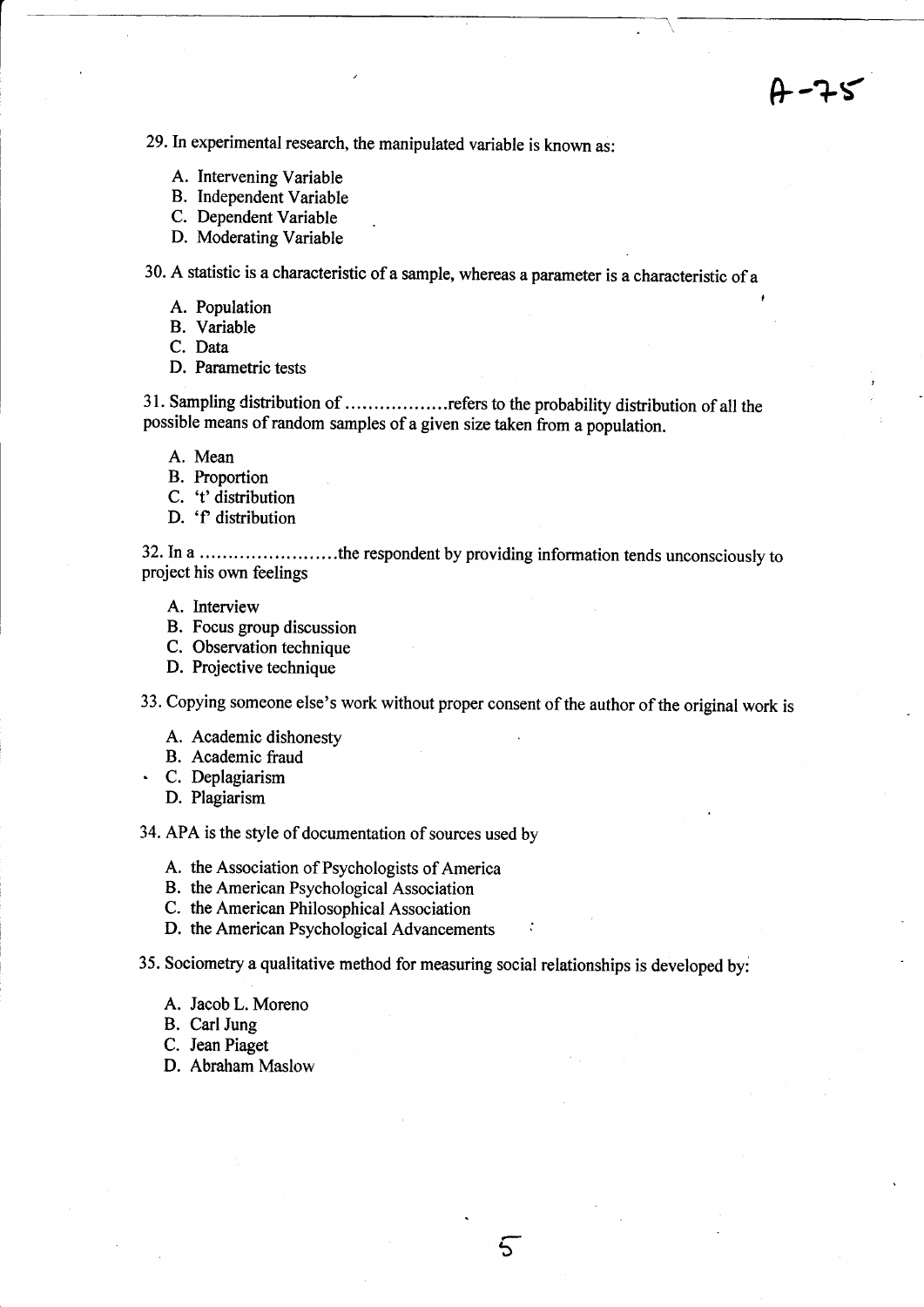29. In experimental research, the manipulated variable is known as:

   A. Intervening Variable
   B. Independent Variable
   C. Dependent Variable
   D. Moderating Variable

30. A statistic is a characteristic of a sample, whereas a parameter is a characteristic of a

   A. Population
   B. Variable
   C. Data
   D. Parametric tests

31. Sampling distribution of .................refers to the probability distribution of all the possible means of random samples of a given size taken from a population.

   A. Mean
   B. Proportion
   C. 't' distribution
   D. 'f' distribution

32. In a ........................the respondent by providing information tends unconsciously to project his own feelings

   A. Interview
   B. Focus group discussion
   C. Observation technique
   D. Projective technique

33. Copying someone else's work without proper consent of the author of the original work is

   A. Academic dishonesty
   B. Academic fraud
   C. Deplagiarism
   D. Plagiarism

34. APA is the style of documentation of sources used by

   A. the Association of Psychologists of America
   B. the American Psychological Association
   C. the American Philosophical Association
   D. the American Psychological Advancements

35. Sociometry a qualitative method for measuring social relationships is developed by:

   A. Jacob L. Moreno
   B. Carl Jung
   C. Jean Piaget
   D. Abraham Maslow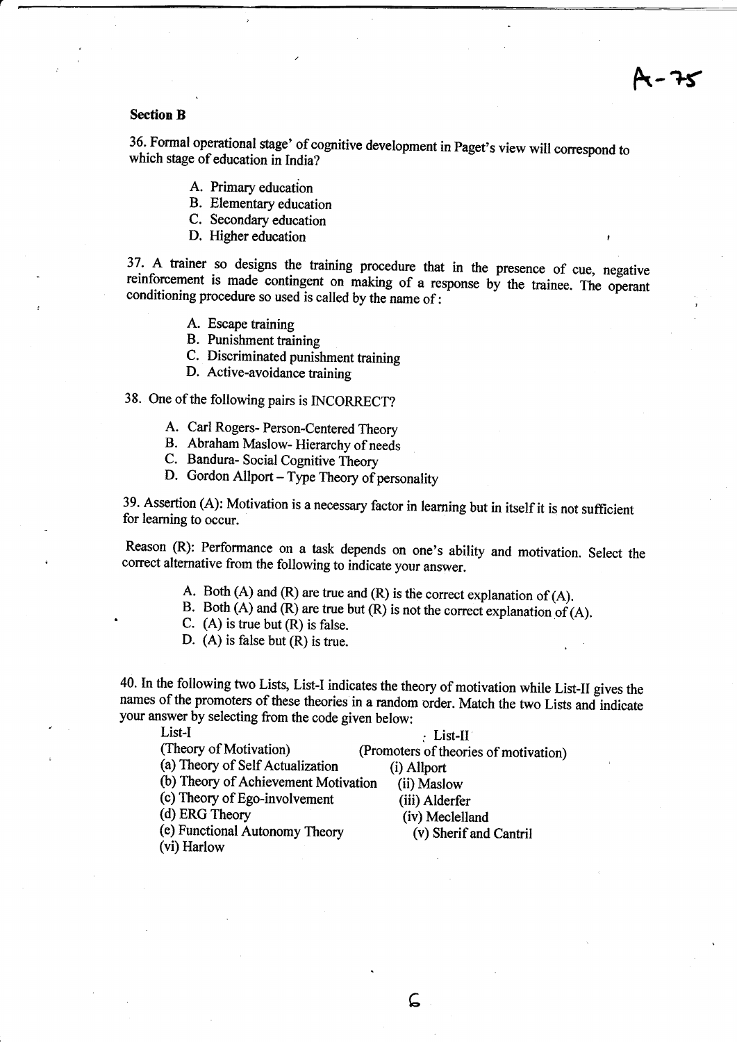### Section B

36. Formal operational stage' of cognitive development in Paget's view will correspond to which stage of education in India?

   A. Primary education
   B. Elementary education
   C. Secondary education
   D. Higher education

37. A trainer so designs the training procedure that in the presence of cue, negative reinforcement is made contingent on making of a response by the trainee. The operant conditioning procedure so used is called by the name of:

   A. Escape training
   B. Punishment training
   C. Discriminated punishment training
   D. Active-avoidance training

38. One of the following pairs is INCORRECT?

   A. Carl Rogers- Person-Centered Theory
   B. Abraham Maslow- Hierarchy of needs
   C. Bandura- Social Cognitive Theory
   D. Gordon Allport – Type Theory of personality

39. Assertion (A): Motivation is a necessary factor in learning but in itself it is not sufficient for learning to occur.

Reason (R): Performance on a task depends on one's ability and motivation. Select the correct alternative from the following to indicate your answer.

   A. Both (A) and (R) are true and (R) is the correct explanation of (A).
   B. Both (A) and (R) are true but (R) is not the correct explanation of (A).
   C. (A) is true but (R) is false.
   D. (A) is false but (R) is true.

40. In the following two Lists, List-I indicates the theory of motivation while List-II gives the names of the promoters of these theories in a random order. Match the two Lists and indicate your answer by selecting from the code given below:

| List-I (Theory of Motivation) | List-II (Promoters of theories of motivation) |
|---|---|
| (a) Theory of Self Actualization | (i) Allport |
| (b) Theory of Achievement Motivation | (ii) Maslow |
| (c) Theory of Ego-involvement | (iii) Alderfer |
| (d) ERG Theory | (iv) Meclelland |
| (e) Functional Autonomy Theory | (v) Sherif and Cantril |
| (vi) Harlow | |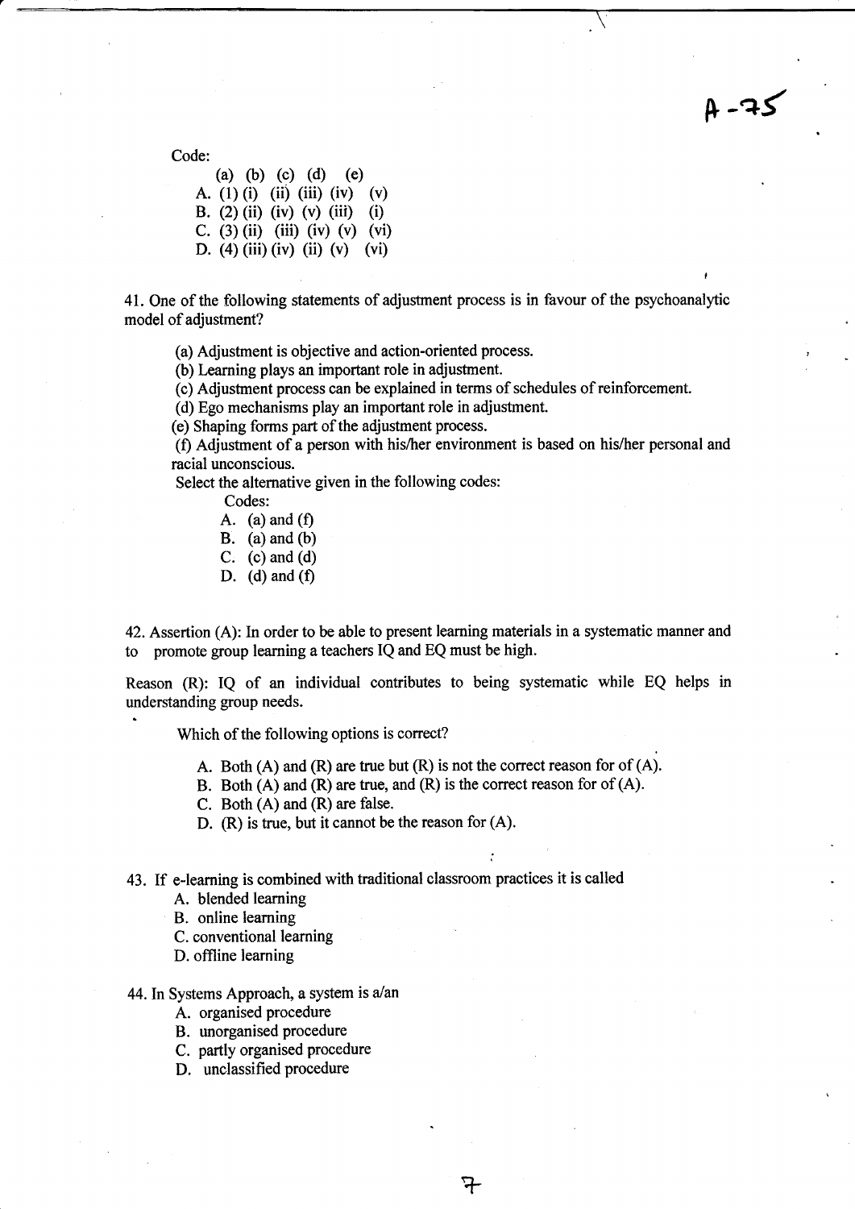Code:

|  | (a) | (b) | (c) | (d) | (e) |
|---|---|---|---|---|---|
| A. (1) | (i) | (ii) | (iii) | (iv) | (v) |
| B. (2) | (ii) | (iv) | (v) | (iii) | (i) |
| C. (3) | (ii) | (iii) | (iv) | (v) | (vi) |
| D. (4) | (iii) | (iv) | (ii) | (v) | (vi) |

41. One of the following statements of adjustment process is in favour of the psychoanalytic model of adjustment?

(a) Adjustment is objective and action-oriented process.
(b) Learning plays an important role in adjustment.
(c) Adjustment process can be explained in terms of schedules of reinforcement.
(d) Ego mechanisms play an important role in adjustment.
(e) Shaping forms part of the adjustment process.
(f) Adjustment of a person with his/her environment is based on his/her personal and racial unconscious.

Select the alternative given in the following codes:

Codes:

A. (a) and (f)
B. (a) and (b)
C. (c) and (d)
D. (d) and (f)

42. Assertion (A): In order to be able to present learning materials in a systematic manner and to promote group learning a teachers IQ and EQ must be high.

Reason (R): IQ of an individual contributes to being systematic while EQ helps in understanding group needs.

Which of the following options is correct?

A. Both (A) and (R) are true but (R) is not the correct reason for of (A).
B. Both (A) and (R) are true, and (R) is the correct reason for of (A).
C. Both (A) and (R) are false.
D. (R) is true, but it cannot be the reason for (A).

43. If e-learning is combined with traditional classroom practices it is called

A. blended learning
B. online learning
C. conventional learning
D. offline learning

44. In Systems Approach, a system is a/an

A. organised procedure
B. unorganised procedure
C. partly organised procedure
D. unclassified procedure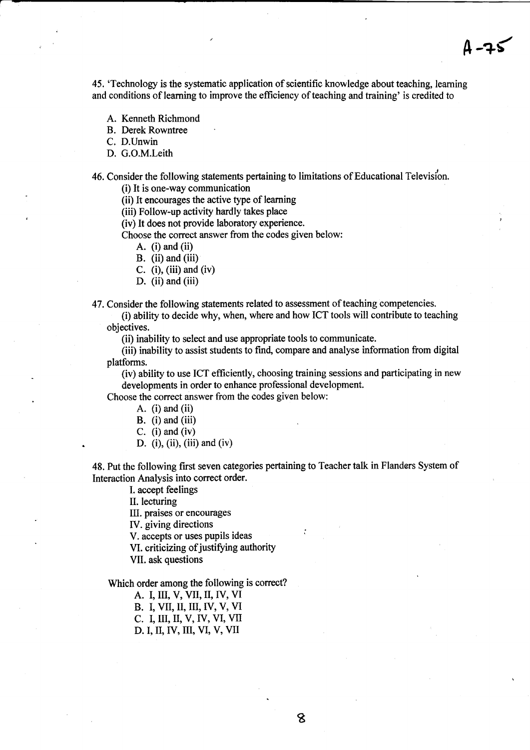A-75

45. 'Technology is the systematic application of scientific knowledge about teaching, learning and conditions of learning to improve the efficiency of teaching and training' is credited to

A. Kenneth Richmond
B. Derek Rowntree
C. D.Unwin
D. G.O.M.Leith

46. Consider the following statements pertaining to limitations of Educational Television.

(i) It is one-way communication
(ii) It encourages the active type of learning
(iii) Follow-up activity hardly takes place
(iv) It does not provide laboratory experience.

Choose the correct answer from the codes given below:

A. (i) and (ii)
B. (ii) and (iii)
C. (i), (iii) and (iv)
D. (ii) and (iii)

47. Consider the following statements related to assessment of teaching competencies.

(i) ability to decide why, when, where and how ICT tools will contribute to teaching objectives.

(ii) inability to select and use appropriate tools to communicate.

(iii) inability to assist students to find, compare and analyse information from digital platforms.

(iv) ability to use ICT efficiently, choosing training sessions and participating in new developments in order to enhance professional development.

Choose the correct answer from the codes given below:

A. (i) and (ii)
B. (i) and (iii)
C. (i) and (iv)
D. (i), (ii), (iii) and (iv)

48. Put the following first seven categories pertaining to Teacher talk in Flanders System of Interaction Analysis into correct order.

I. accept feelings
II. lecturing
III. praises or encourages
IV. giving directions
V. accepts or uses pupils ideas
VI. criticizing of justifying authority
VII. ask questions

Which order among the following is correct?

A. I, III, V, VII, II, IV, VI
B. I, VII, II, III, IV, V, VI
C. I, III, II, V, IV, VI, VII
D. I, II, IV, III, VI, V, VII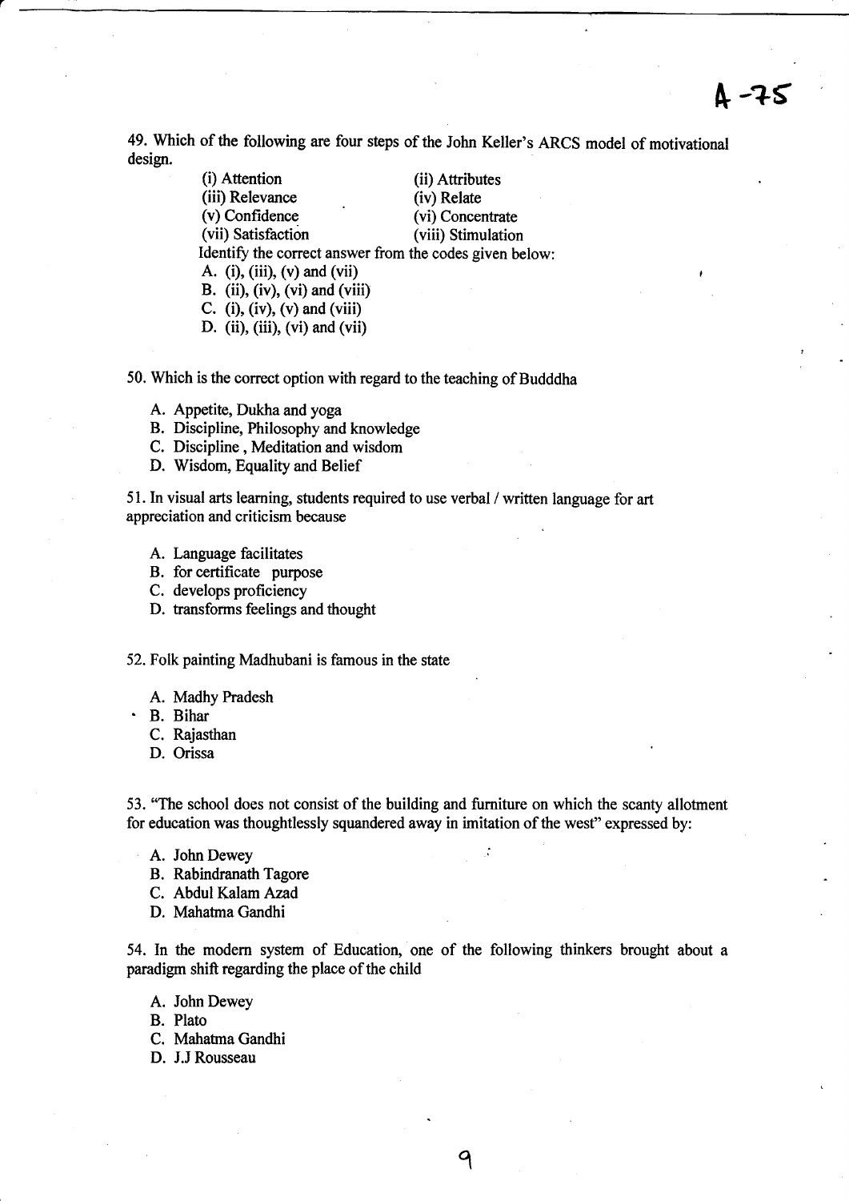49. Which of the following are four steps of the John Keller's ARCS model of motivational design.

| | |
|---|---|
| (i) Attention | (ii) Attributes |
| (iii) Relevance | (iv) Relate |
| (v) Confidence | (vi) Concentrate |
| (vii) Satisfaction | (viii) Stimulation |

Identify the correct answer from the codes given below:

A. (i), (iii), (v) and (vii)
B. (ii), (iv), (vi) and (viii)
C. (i), (iv), (v) and (viii)
D. (ii), (iii), (vi) and (vii)

50. Which is the correct option with regard to the teaching of Budddha

A. Appetite, Dukha and yoga
B. Discipline, Philosophy and knowledge
C. Discipline , Meditation and wisdom
D. Wisdom, Equality and Belief

51. In visual arts learning, students required to use verbal / written language for art appreciation and criticism because

A. Language facilitates
B. for certificate purpose
C. develops proficiency
D. transforms feelings and thought

52. Folk painting Madhubani is famous in the state

A. Madhy Pradesh
B. Bihar
C. Rajasthan
D. Orissa

53. "The school does not consist of the building and furniture on which the scanty allotment for education was thoughtlessly squandered away in imitation of the west" expressed by:

A. John Dewey
B. Rabindranath Tagore
C. Abdul Kalam Azad
D. Mahatma Gandhi

54. In the modern system of Education, one of the following thinkers brought about a paradigm shift regarding the place of the child

A. John Dewey
B. Plato
C. Mahatma Gandhi
D. J.J Rousseau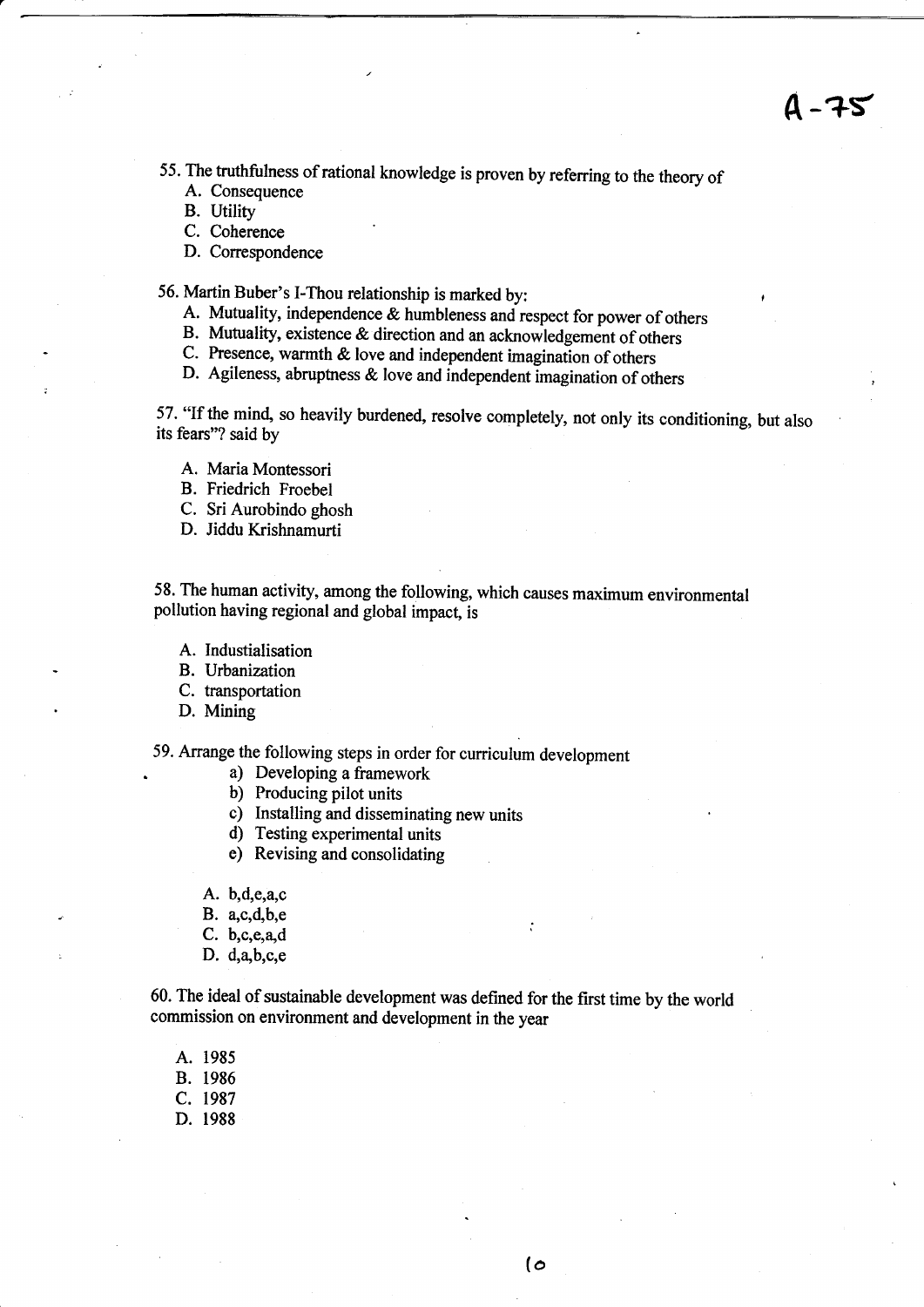55. The truthfulness of rational knowledge is proven by referring to the theory of

   A. Consequence
   B. Utility
   C. Coherence
   D. Correspondence

56. Martin Buber's I-Thou relationship is marked by:

   A. Mutuality, independence & humbleness and respect for power of others
   B. Mutuality, existence & direction and an acknowledgement of others
   C. Presence, warmth & love and independent imagination of others
   D. Agileness, abruptness & love and independent imagination of others

57. "If the mind, so heavily burdened, resolve completely, not only its conditioning, but also its fears"? said by

   A. Maria Montessori
   B. Friedrich Froebel
   C. Sri Aurobindo ghosh
   D. Jiddu Krishnamurti

58. The human activity, among the following, which causes maximum environmental pollution having regional and global impact, is

   A. Industialisation
   B. Urbanization
   C. transportation
   D. Mining

59. Arrange the following steps in order for curriculum development

   a) Developing a framework
   b) Producing pilot units
   c) Installing and disseminating new units
   d) Testing experimental units
   e) Revising and consolidating

   A. b,d,e,a,c
   B. a,c,d,b,e
   C. b,c,e,a,d
   D. d,a,b,c,e

60. The ideal of sustainable development was defined for the first time by the world commission on environment and development in the year

   A. 1985
   B. 1986
   C. 1987
   D. 1988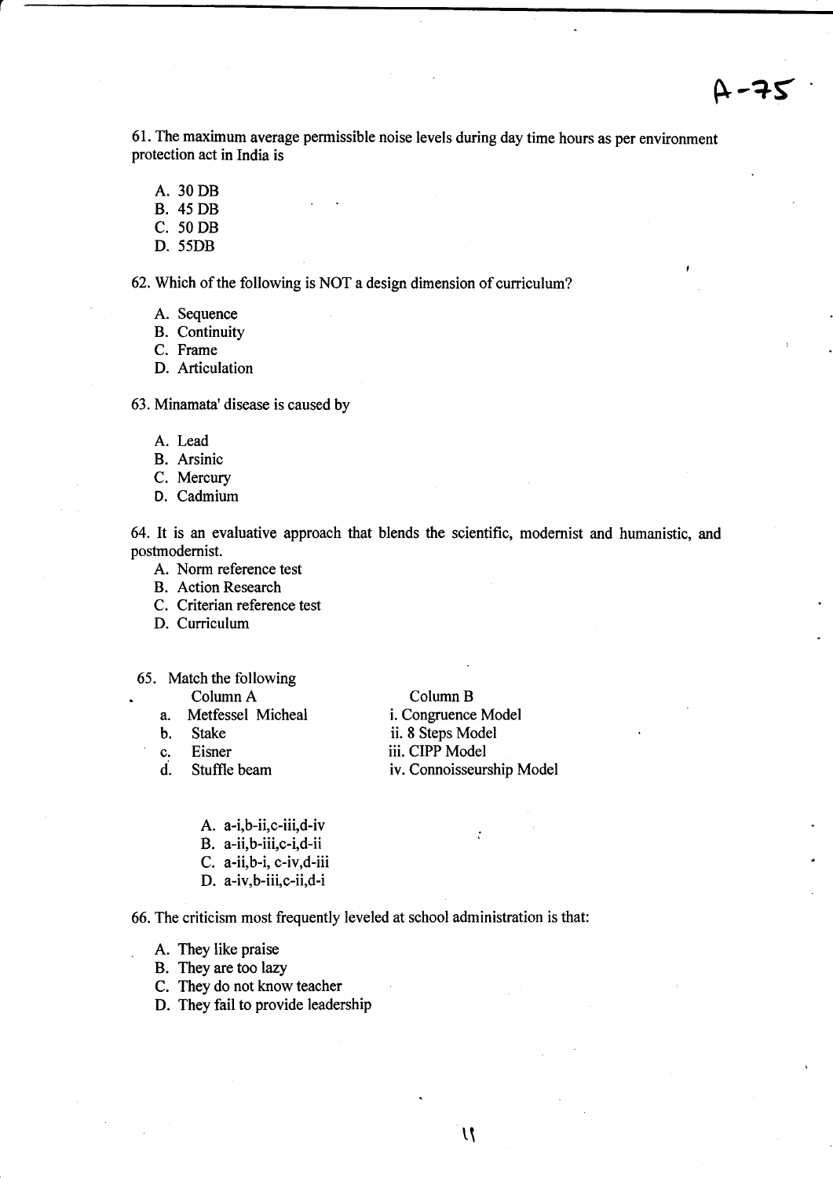A-75

61. The maximum average permissible noise levels during day time hours as per environment protection act in India is

A. 30 DB
B. 45 DB
C. 50 DB
D. 55DB

62. Which of the following is NOT a design dimension of curriculum?

A. Sequence
B. Continuity
C. Frame
D. Articulation

63. Minamata' disease is caused by

A. Lead
B. Arsinic
C. Mercury
D. Cadmium

64. It is an evaluative approach that blends the scientific, modernist and humanistic, and postmodernist.

A. Norm reference test
B. Action Research
C. Criterian reference test
D. Curriculum

65. Match the following

| Column A | Column B |
|---|---|
| a. Metfessel Micheal | i. Congruence Model |
| b. Stake | ii. 8 Steps Model |
| c. Eisner | iii. CIPP Model |
| d. Stuffle beam | iv. Connoisseurship Model |

A. a-i,b-ii,c-iii,d-iv
B. a-ii,b-iii,c-i,d-ii
C. a-ii,b-i, c-iv,d-iii
D. a-iv,b-iii,c-ii,d-i

66. The criticism most frequently leveled at school administration is that:

A. They like praise
B. They are too lazy
C. They do not know teacher
D. They fail to provide leadership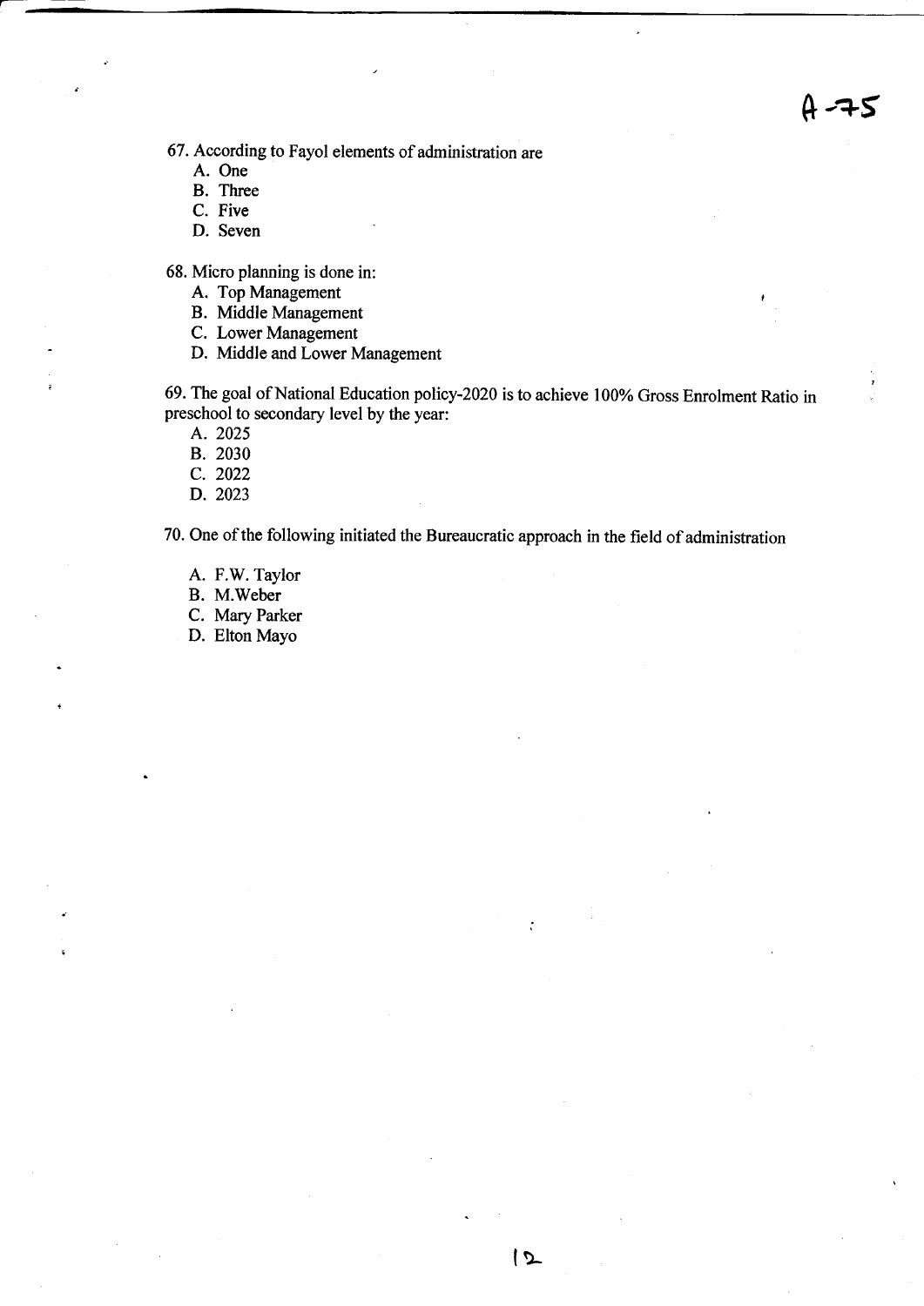67. According to Fayol elements of administration are

A. One
B. Three
C. Five
D. Seven

68. Micro planning is done in:

A. Top Management
B. Middle Management
C. Lower Management
D. Middle and Lower Management

69. The goal of National Education policy-2020 is to achieve 100% Gross Enrolment Ratio in preschool to secondary level by the year:

A. 2025
B. 2030
C. 2022
D. 2023

70. One of the following initiated the Bureaucratic approach in the field of administration

A. F.W. Taylor
B. M.Weber
C. Mary Parker
D. Elton Mayo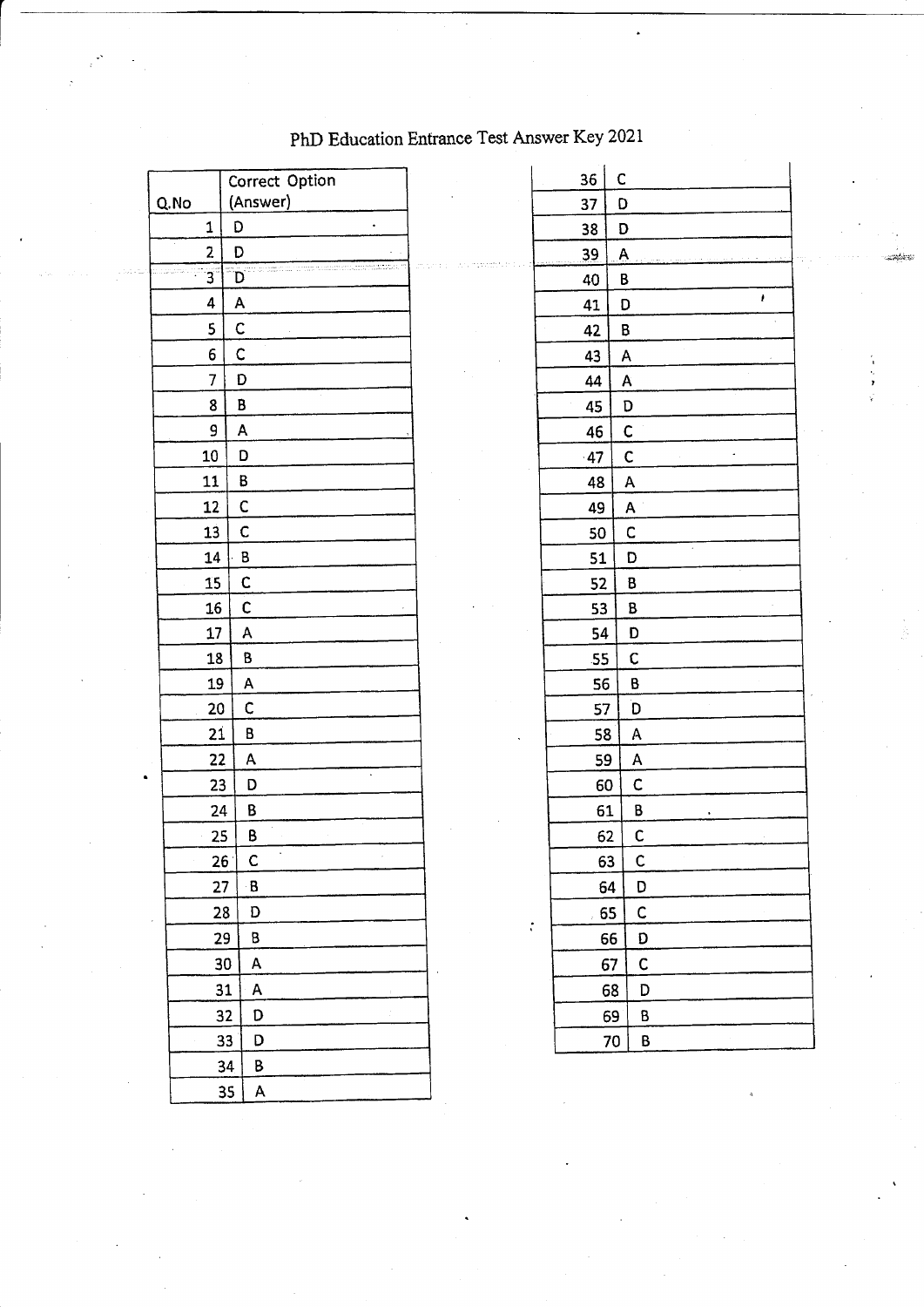# PhD Education Entrance Test Answer Key 2021

| Q.No | Correct Option (Answer) |
|---|---|
| 1 | D |
| 2 | D |
| 3 | D |
| 4 | A |
| 5 | C |
| 6 | C |
| 7 | D |
| 8 | B |
| 9 | A |
| 10 | D |
| 11 | B |
| 12 | C |
| 13 | C |
| 14 | B |
| 15 | C |
| 16 | C |
| 17 | A |
| 18 | B |
| 19 | A |
| 20 | C |
| 21 | B |
| 22 | A |
| 23 | D |
| 24 | B |
| 25 | B |
| 26 | C |
| 27 | B |
| 28 | D |
| 29 | B |
| 30 | A |
| 31 | A |
| 32 | D |
| 33 | D |
| 34 | B |
| 35 | A |
| 36 | C |
| 37 | D |
| 38 | D |
| 39 | A |
| 40 | B |
| 41 | D |
| 42 | B |
| 43 | A |
| 44 | A |
| 45 | D |
| 46 | C |
| 47 | C |
| 48 | A |
| 49 | A |
| 50 | C |
| 51 | D |
| 52 | B |
| 53 | B |
| 54 | D |
| 55 | C |
| 56 | B |
| 57 | D |
| 58 | A |
| 59 | A |
| 60 | C |
| 61 | B |
| 62 | C |
| 63 | C |
| 64 | D |
| 65 | C |
| 66 | D |
| 67 | C |
| 68 | D |
| 69 | B |
| 70 | B |